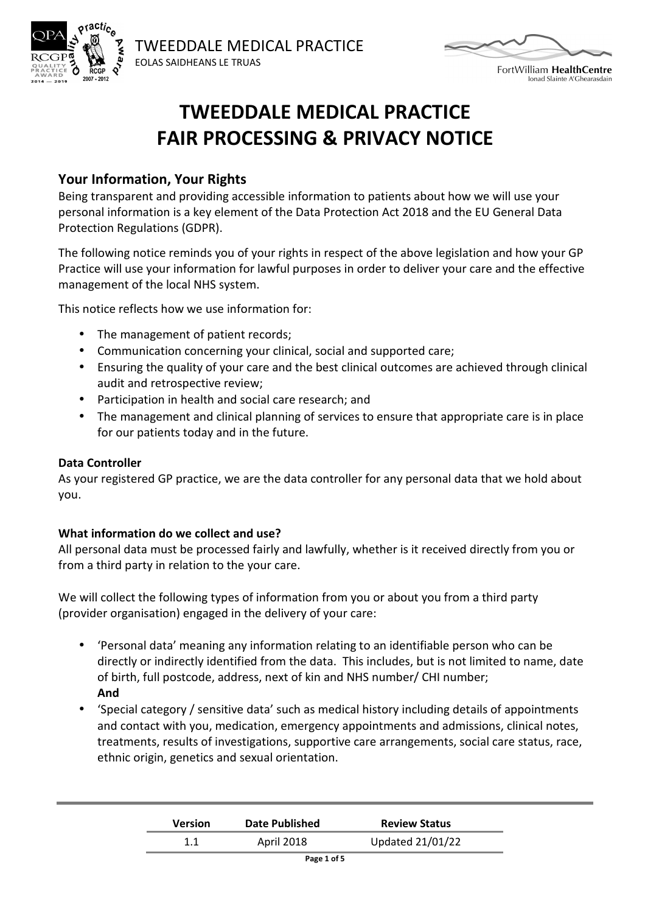TWEEDDALE MEDICAL PRACTICE
EOLAS SAIDHEANS LE TRUAS

# TWEEDDALE MEDICAL PRACTICE FAIR PROCESSING & PRIVACY NOTICE

## Your Information, Your Rights

Being transparent and providing accessible information to patients about how we will use your personal information is a key element of the Data Protection Act 2018 and the EU General Data Protection Regulations (GDPR).

The following notice reminds you of your rights in respect of the above legislation and how your GP Practice will use your information for lawful purposes in order to deliver your care and the effective management of the local NHS system.

This notice reflects how we use information for:

- The management of patient records;
- Communication concerning your clinical, social and supported care;
- Ensuring the quality of your care and the best clinical outcomes are achieved through clinical audit and retrospective review;
- Participation in health and social care research; and
- The management and clinical planning of services to ensure that appropriate care is in place for our patients today and in the future.

### Data Controller

As your registered GP practice, we are the data controller for any personal data that we hold about you.

### What information do we collect and use?

All personal data must be processed fairly and lawfully, whether is it received directly from you or from a third party in relation to the your care.

We will collect the following types of information from you or about you from a third party (provider organisation) engaged in the delivery of your care:

- 'Personal data' meaning any information relating to an identifiable person who can be directly or indirectly identified from the data. This includes, but is not limited to name, date of birth, full postcode, address, next of kin and NHS number/ CHI number;
  **And**
- 'Special category / sensitive data' such as medical history including details of appointments and contact with you, medication, emergency appointments and admissions, clinical notes, treatments, results of investigations, supportive care arrangements, social care status, race, ethnic origin, genetics and sexual orientation.

| Version | Date Published | Review Status |
|---|---|---|
| 1.1 | April 2018 | Updated 21/01/22 |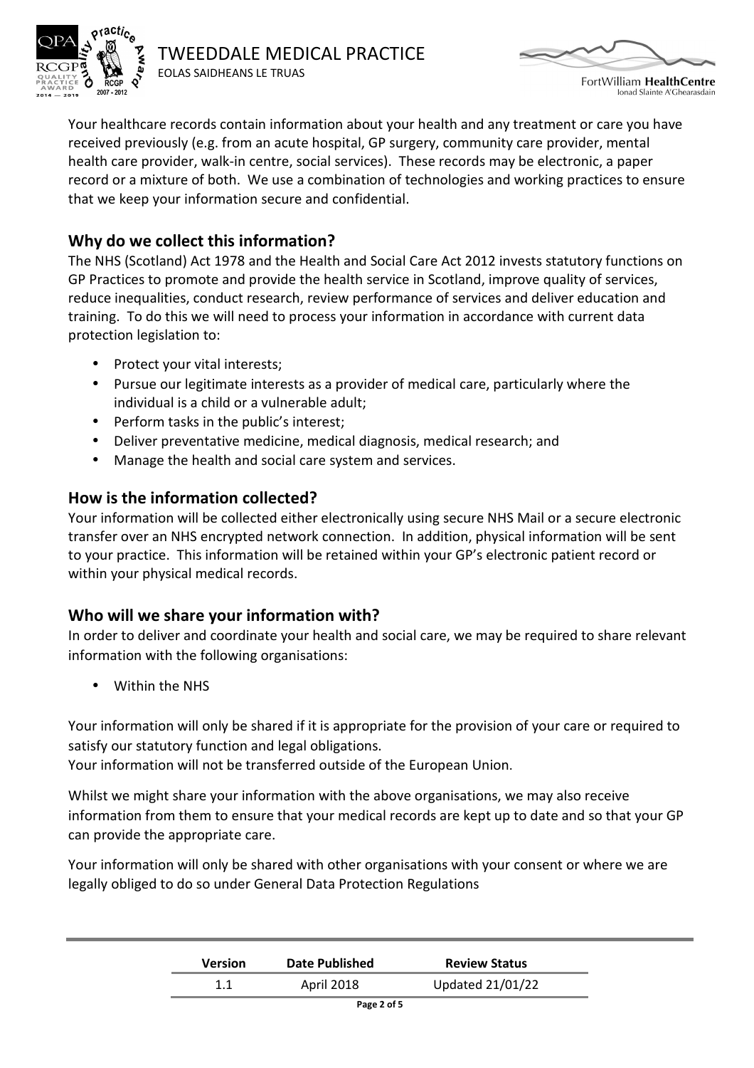Your healthcare records contain information about your health and any treatment or care you have received previously (e.g. from an acute hospital, GP surgery, community care provider, mental health care provider, walk-in centre, social services). These records may be electronic, a paper record or a mixture of both. We use a combination of technologies and working practices to ensure that we keep your information secure and confidential.

## Why do we collect this information?

The NHS (Scotland) Act 1978 and the Health and Social Care Act 2012 invests statutory functions on GP Practices to promote and provide the health service in Scotland, improve quality of services, reduce inequalities, conduct research, review performance of services and deliver education and training. To do this we will need to process your information in accordance with current data protection legislation to:

- Protect your vital interests;
- Pursue our legitimate interests as a provider of medical care, particularly where the individual is a child or a vulnerable adult;
- Perform tasks in the public's interest;
- Deliver preventative medicine, medical diagnosis, medical research; and
- Manage the health and social care system and services.

## How is the information collected?

Your information will be collected either electronically using secure NHS Mail or a secure electronic transfer over an NHS encrypted network connection. In addition, physical information will be sent to your practice. This information will be retained within your GP's electronic patient record or within your physical medical records.

## Who will we share your information with?

In order to deliver and coordinate your health and social care, we may be required to share relevant information with the following organisations:

- Within the NHS

Your information will only be shared if it is appropriate for the provision of your care or required to satisfy our statutory function and legal obligations.
Your information will not be transferred outside of the European Union.

Whilst we might share your information with the above organisations, we may also receive information from them to ensure that your medical records are kept up to date and so that your GP can provide the appropriate care.

Your information will only be shared with other organisations with your consent or where we are legally obliged to do so under General Data Protection Regulations

| Version | Date Published | Review Status |
|---|---|---|
| 1.1 | April 2018 | Updated 21/01/22 |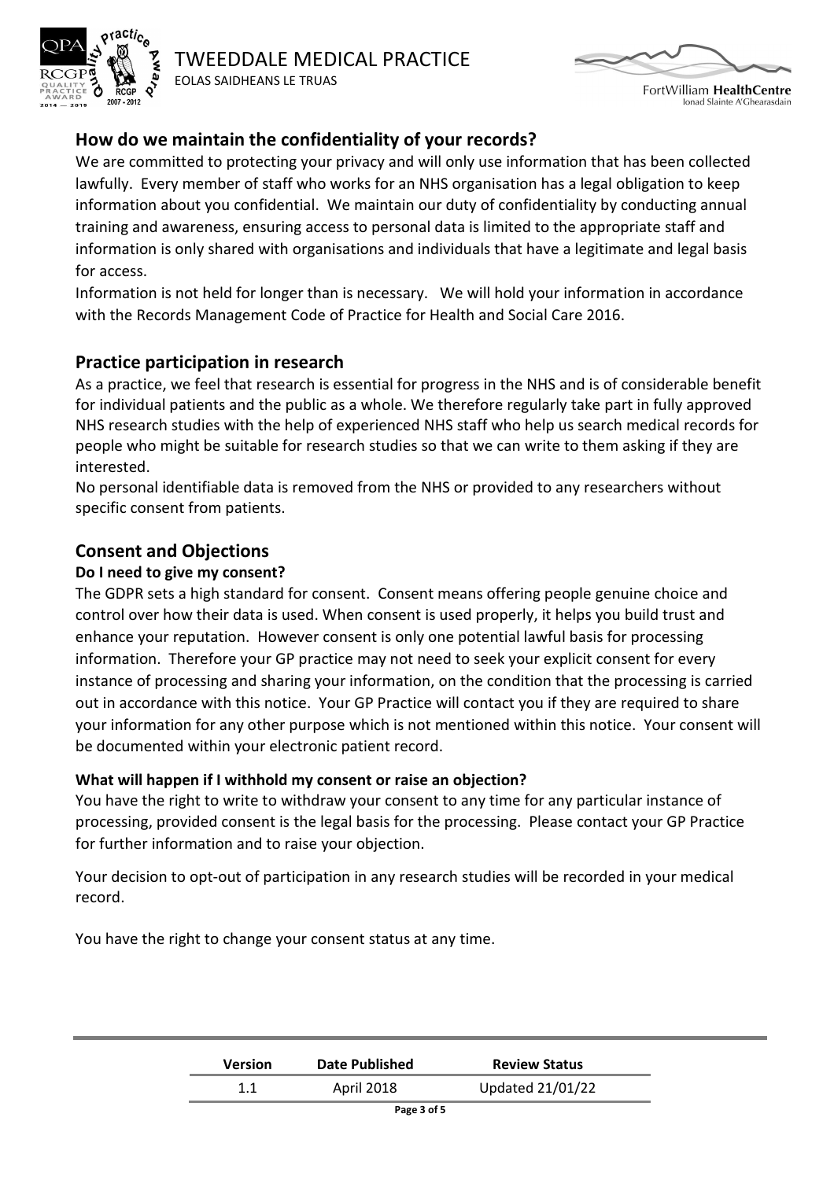## How do we maintain the confidentiality of your records?

We are committed to protecting your privacy and will only use information that has been collected lawfully. Every member of staff who works for an NHS organisation has a legal obligation to keep information about you confidential. We maintain our duty of confidentiality by conducting annual training and awareness, ensuring access to personal data is limited to the appropriate staff and information is only shared with organisations and individuals that have a legitimate and legal basis for access.

Information is not held for longer than is necessary. We will hold your information in accordance with the Records Management Code of Practice for Health and Social Care 2016.

## Practice participation in research

As a practice, we feel that research is essential for progress in the NHS and is of considerable benefit for individual patients and the public as a whole. We therefore regularly take part in fully approved NHS research studies with the help of experienced NHS staff who help us search medical records for people who might be suitable for research studies so that we can write to them asking if they are interested.

No personal identifiable data is removed from the NHS or provided to any researchers without specific consent from patients.

## Consent and Objections

### Do I need to give my consent?

The GDPR sets a high standard for consent. Consent means offering people genuine choice and control over how their data is used. When consent is used properly, it helps you build trust and enhance your reputation. However consent is only one potential lawful basis for processing information. Therefore your GP practice may not need to seek your explicit consent for every instance of processing and sharing your information, on the condition that the processing is carried out in accordance with this notice. Your GP Practice will contact you if they are required to share your information for any other purpose which is not mentioned within this notice. Your consent will be documented within your electronic patient record.

### What will happen if I withhold my consent or raise an objection?

You have the right to write to withdraw your consent to any time for any particular instance of processing, provided consent is the legal basis for the processing. Please contact your GP Practice for further information and to raise your objection.

Your decision to opt-out of participation in any research studies will be recorded in your medical record.

You have the right to change your consent status at any time.

| Version | Date Published | Review Status |
| --- | --- | --- |
| 1.1 | April 2018 | Updated 21/01/22 |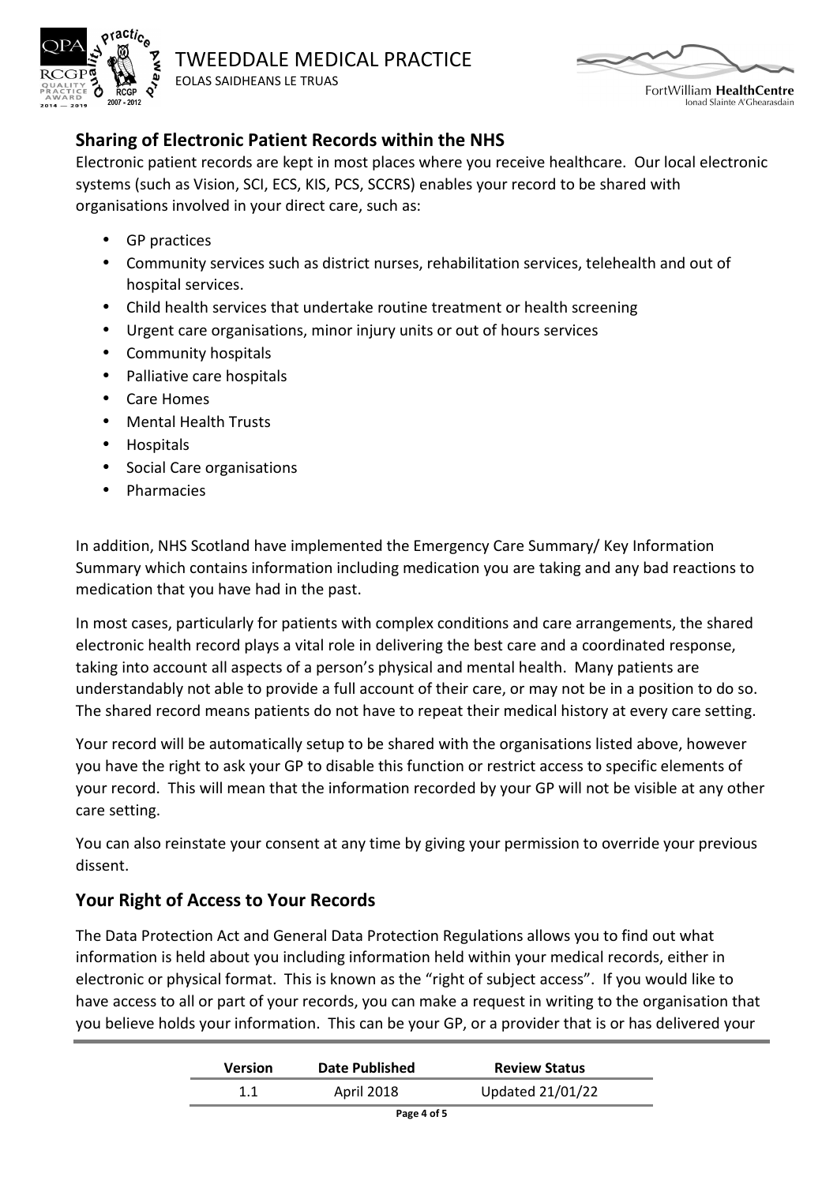## Sharing of Electronic Patient Records within the NHS

Electronic patient records are kept in most places where you receive healthcare. Our local electronic systems (such as Vision, SCI, ECS, KIS, PCS, SCCRS) enables your record to be shared with organisations involved in your direct care, such as:

- GP practices
- Community services such as district nurses, rehabilitation services, telehealth and out of hospital services.
- Child health services that undertake routine treatment or health screening
- Urgent care organisations, minor injury units or out of hours services
- Community hospitals
- Palliative care hospitals
- Care Homes
- Mental Health Trusts
- Hospitals
- Social Care organisations
- Pharmacies

In addition, NHS Scotland have implemented the Emergency Care Summary/ Key Information Summary which contains information including medication you are taking and any bad reactions to medication that you have had in the past.

In most cases, particularly for patients with complex conditions and care arrangements, the shared electronic health record plays a vital role in delivering the best care and a coordinated response, taking into account all aspects of a person's physical and mental health. Many patients are understandably not able to provide a full account of their care, or may not be in a position to do so. The shared record means patients do not have to repeat their medical history at every care setting.

Your record will be automatically setup to be shared with the organisations listed above, however you have the right to ask your GP to disable this function or restrict access to specific elements of your record. This will mean that the information recorded by your GP will not be visible at any other care setting.

You can also reinstate your consent at any time by giving your permission to override your previous dissent.

## Your Right of Access to Your Records

The Data Protection Act and General Data Protection Regulations allows you to find out what information is held about you including information held within your medical records, either in electronic or physical format. This is known as the "right of subject access". If you would like to have access to all or part of your records, you can make a request in writing to the organisation that you believe holds your information. This can be your GP, or a provider that is or has delivered your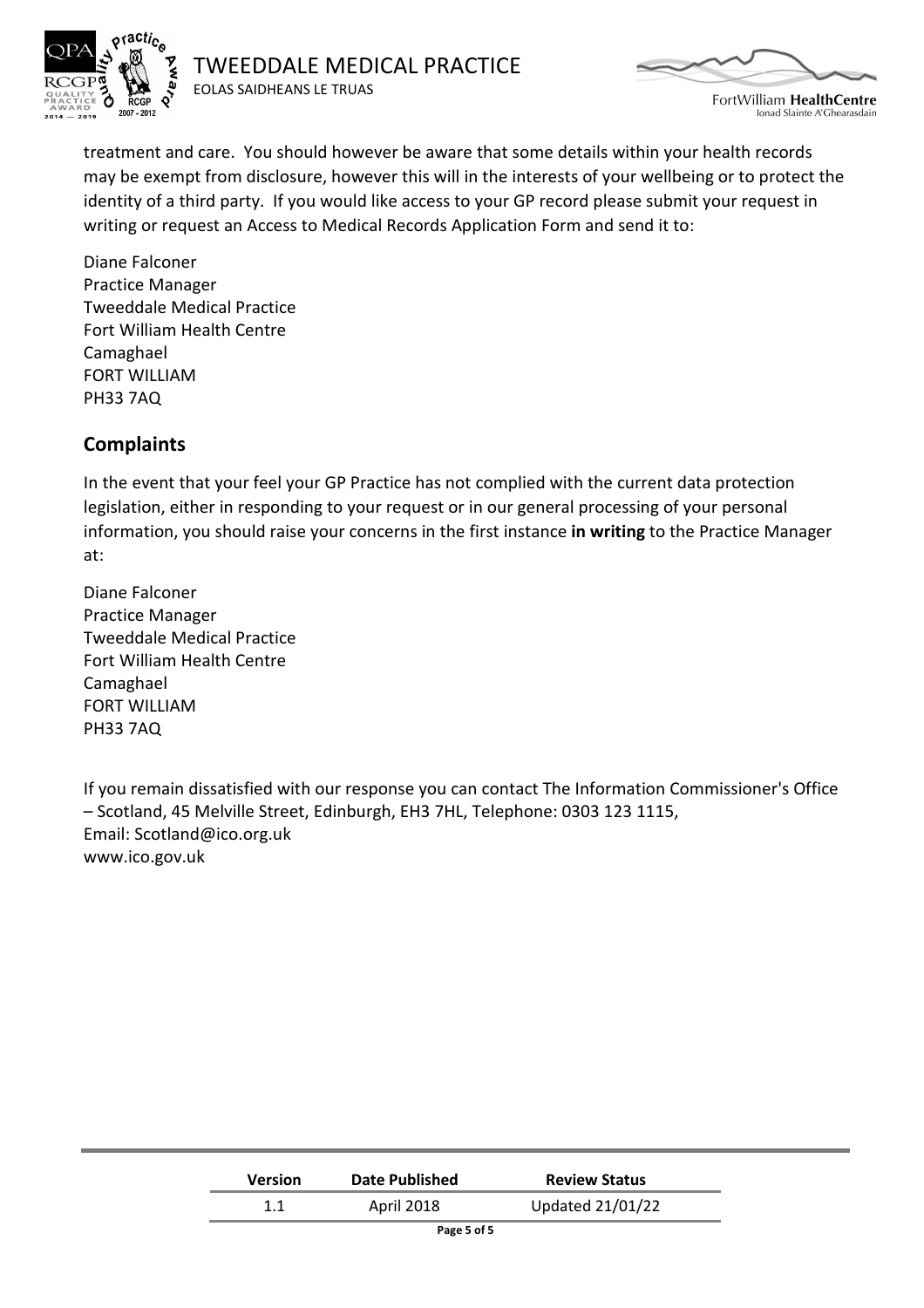treatment and care. You should however be aware that some details within your health records may be exempt from disclosure, however this will in the interests of your wellbeing or to protect the identity of a third party. If you would like access to your GP record please submit your request in writing or request an Access to Medical Records Application Form and send it to:

Diane Falconer
Practice Manager
Tweeddale Medical Practice
Fort William Health Centre
Camaghael
FORT WILLIAM
PH33 7AQ

## Complaints

In the event that your feel your GP Practice has not complied with the current data protection legislation, either in responding to your request or in our general processing of your personal information, you should raise your concerns in the first instance **in writing** to the Practice Manager at:

Diane Falconer
Practice Manager
Tweeddale Medical Practice
Fort William Health Centre
Camaghael
FORT WILLIAM
PH33 7AQ

If you remain dissatisfied with our response you can contact The Information Commissioner's Office – Scotland, 45 Melville Street, Edinburgh, EH3 7HL, Telephone: 0303 123 1115,
Email: Scotland@ico.org.uk
www.ico.gov.uk

| Version | Date Published | Review Status |
|---|---|---|
| 1.1 | April 2018 | Updated 21/01/22 |